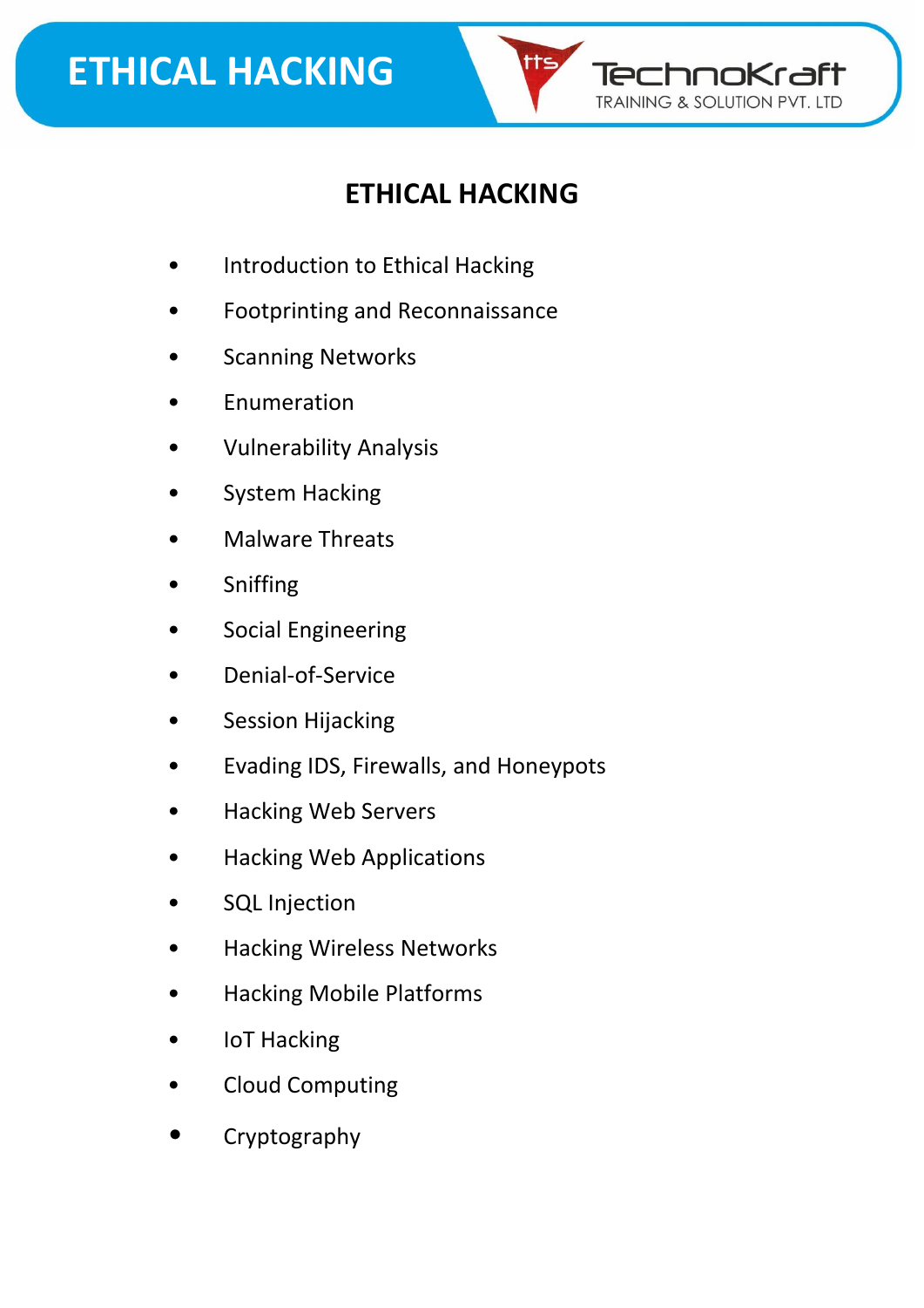# ETHICAL HACKING

- Introduction to Ethical Hacking
- Footprinting and Reconnaissance
- Scanning Networks
- Enumeration
- Vulnerability Analysis
- System Hacking
- Malware Threats
- Sniffing
- Social Engineering
- Denial-of-Service
- Session Hijacking
- Evading IDS, Firewalls, and Honeypots
- Hacking Web Servers
- Hacking Web Applications
- SQL Injection
- Hacking Wireless Networks
- Hacking Mobile Platforms
- IoT Hacking
- Cloud Computing
- Cryptography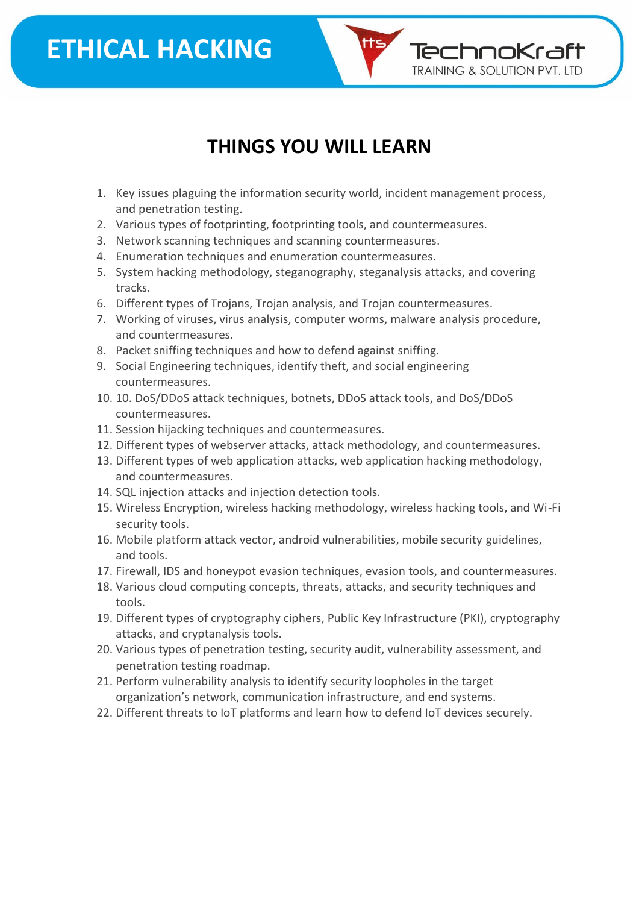# THINGS YOU WILL LEARN

1. Key issues plaguing the information security world, incident management process, and penetration testing.
2. Various types of footprinting, footprinting tools, and countermeasures.
3. Network scanning techniques and scanning countermeasures.
4. Enumeration techniques and enumeration countermeasures.
5. System hacking methodology, steganography, steganalysis attacks, and covering tracks.
6. Different types of Trojans, Trojan analysis, and Trojan countermeasures.
7. Working of viruses, virus analysis, computer worms, malware analysis procedure, and countermeasures.
8. Packet sniffing techniques and how to defend against sniffing.
9. Social Engineering techniques, identify theft, and social engineering countermeasures.
10. 10. DoS/DDoS attack techniques, botnets, DDoS attack tools, and DoS/DDoS countermeasures.
11. Session hijacking techniques and countermeasures.
12. Different types of webserver attacks, attack methodology, and countermeasures.
13. Different types of web application attacks, web application hacking methodology, and countermeasures.
14. SQL injection attacks and injection detection tools.
15. Wireless Encryption, wireless hacking methodology, wireless hacking tools, and Wi-Fi security tools.
16. Mobile platform attack vector, android vulnerabilities, mobile security guidelines, and tools.
17. Firewall, IDS and honeypot evasion techniques, evasion tools, and countermeasures.
18. Various cloud computing concepts, threats, attacks, and security techniques and tools.
19. Different types of cryptography ciphers, Public Key Infrastructure (PKI), cryptography attacks, and cryptanalysis tools.
20. Various types of penetration testing, security audit, vulnerability assessment, and penetration testing roadmap.
21. Perform vulnerability analysis to identify security loopholes in the target organization's network, communication infrastructure, and end systems.
22. Different threats to IoT platforms and learn how to defend IoT devices securely.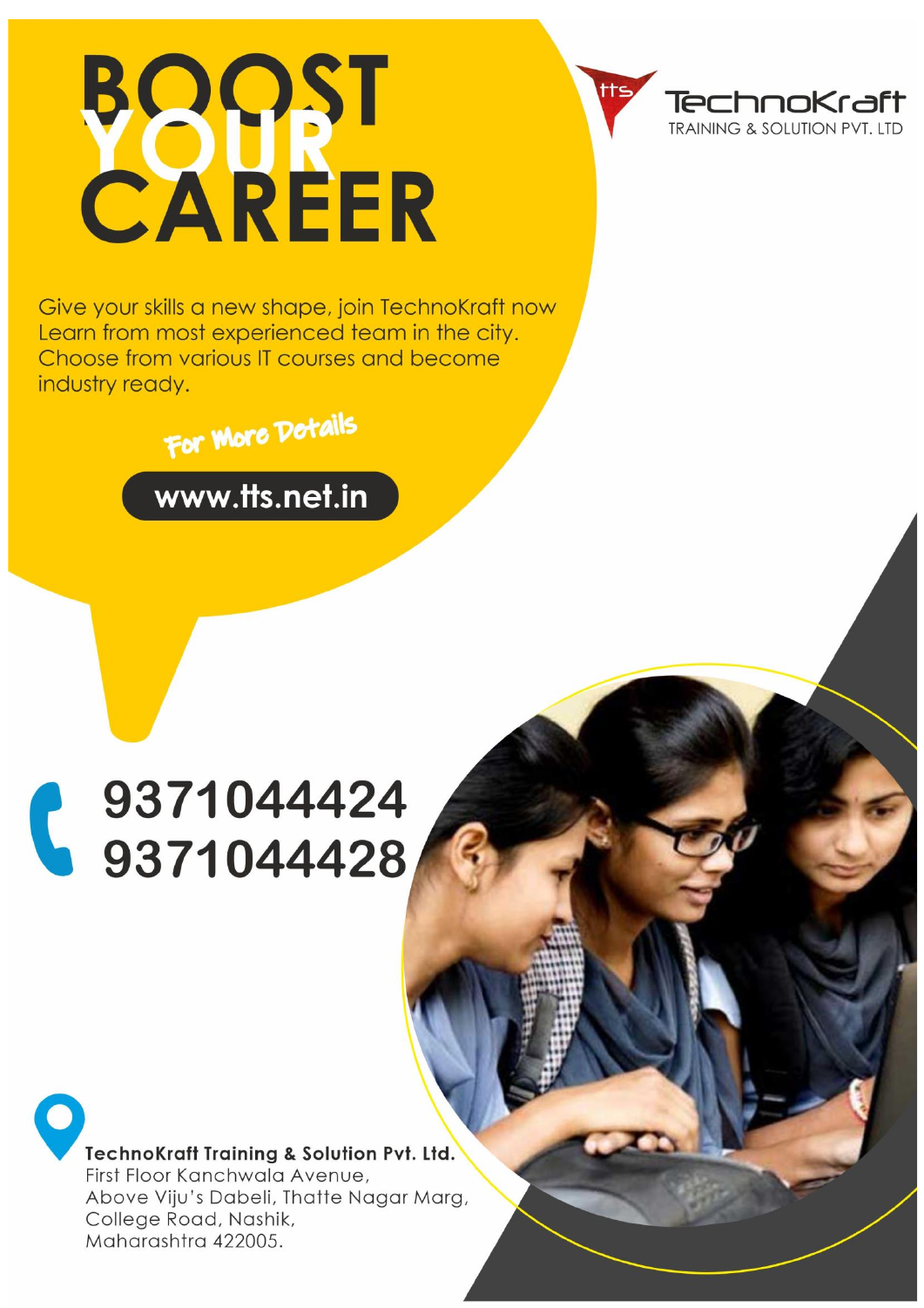# BOOST YOUR CAREER

TechnoKraft
TRAINING & SOLUTION PVT. LTD

Give your skills a new shape, join TechnoKraft now
Learn from most experienced team in the city.
Choose from various IT courses and become industry ready.

For More Details

**www.tts.net.in**

**9371044424**
**9371044428**

**TechnoKraft Training & Solution Pvt. Ltd.**
First Floor Kanchwala Avenue,
Above Viju's Dabeli, Thatte Nagar Marg,
College Road, Nashik,
Maharashtra 422005.